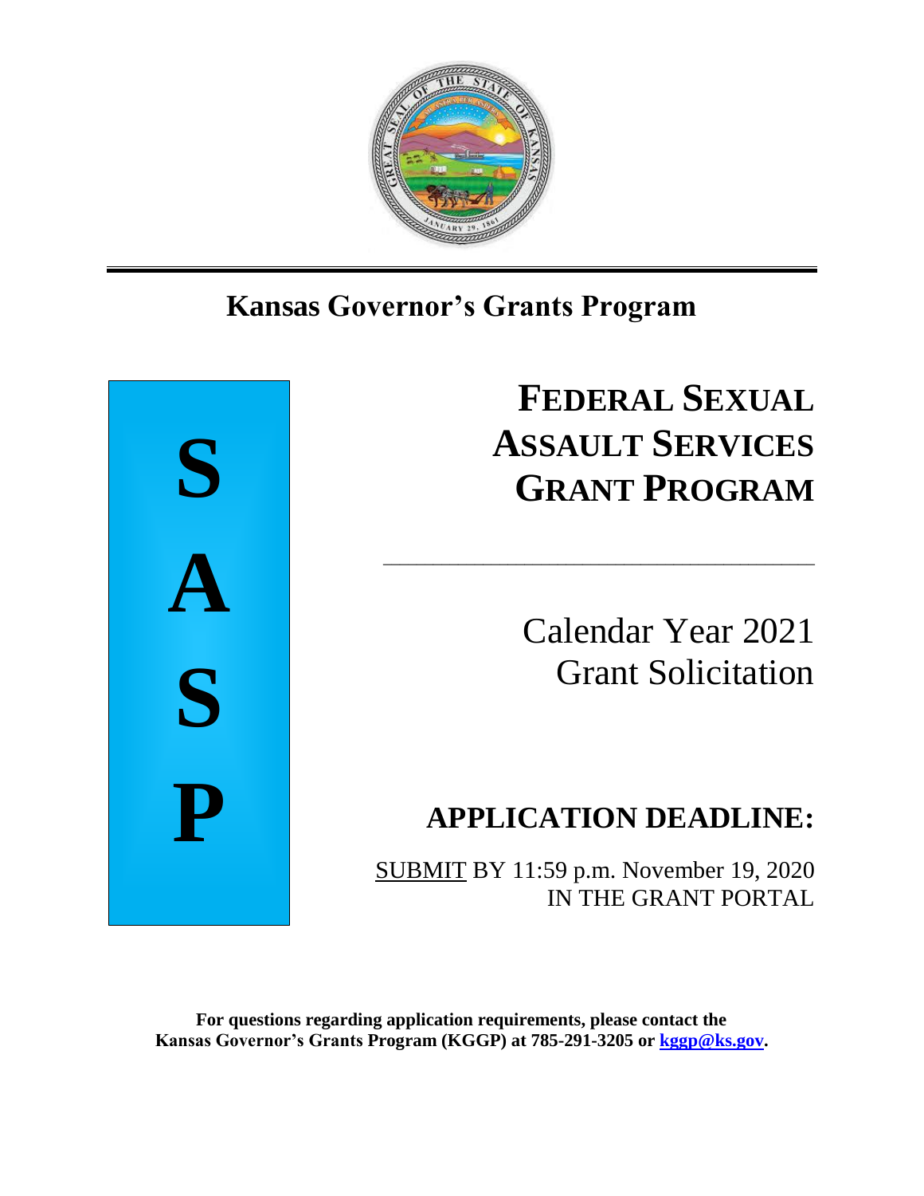# Kansas Governor's Grants Program

**S**
**A**
**S**
**P**

# FEDERAL SEXUAL ASSAULT SERVICES GRANT PROGRAM

Calendar Year 2021
Grant Solicitation

## APPLICATION DEADLINE:

SUBMIT BY 11:59 p.m. November 19, 2020
IN THE GRANT PORTAL

**For questions regarding application requirements, please contact the Kansas Governor's Grants Program (KGGP) at 785-291-3205 or [kggp@ks.gov](mailto:kggp@ks.gov).**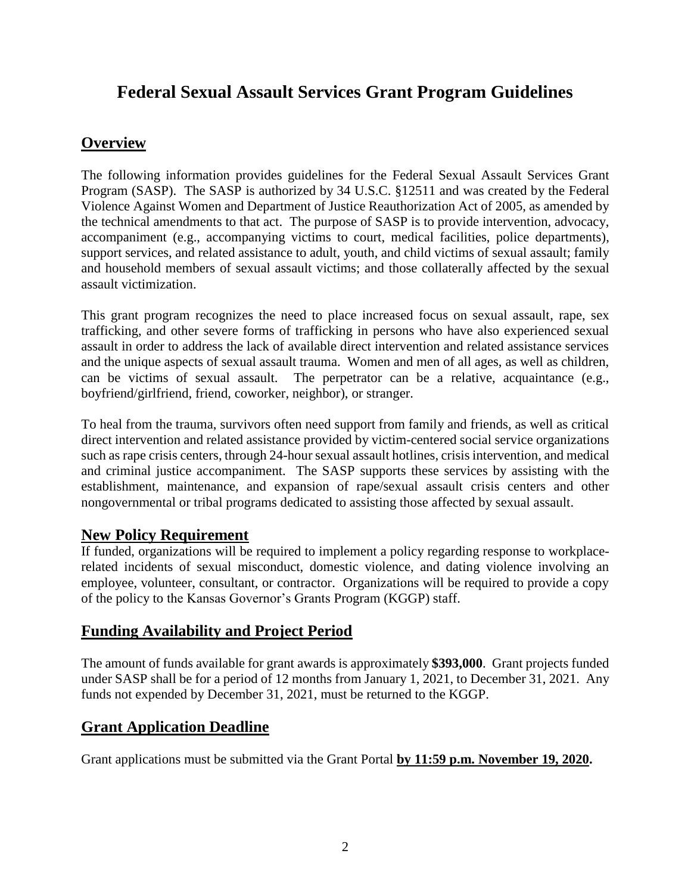# Federal Sexual Assault Services Grant Program Guidelines

## Overview

The following information provides guidelines for the Federal Sexual Assault Services Grant Program (SASP). The SASP is authorized by 34 U.S.C. §12511 and was created by the Federal Violence Against Women and Department of Justice Reauthorization Act of 2005, as amended by the technical amendments to that act. The purpose of SASP is to provide intervention, advocacy, accompaniment (e.g., accompanying victims to court, medical facilities, police departments), support services, and related assistance to adult, youth, and child victims of sexual assault; family and household members of sexual assault victims; and those collaterally affected by the sexual assault victimization.

This grant program recognizes the need to place increased focus on sexual assault, rape, sex trafficking, and other severe forms of trafficking in persons who have also experienced sexual assault in order to address the lack of available direct intervention and related assistance services and the unique aspects of sexual assault trauma. Women and men of all ages, as well as children, can be victims of sexual assault. The perpetrator can be a relative, acquaintance (e.g., boyfriend/girlfriend, friend, coworker, neighbor), or stranger.

To heal from the trauma, survivors often need support from family and friends, as well as critical direct intervention and related assistance provided by victim-centered social service organizations such as rape crisis centers, through 24-hour sexual assault hotlines, crisis intervention, and medical and criminal justice accompaniment. The SASP supports these services by assisting with the establishment, maintenance, and expansion of rape/sexual assault crisis centers and other nongovernmental or tribal programs dedicated to assisting those affected by sexual assault.

## New Policy Requirement

If funded, organizations will be required to implement a policy regarding response to workplace-related incidents of sexual misconduct, domestic violence, and dating violence involving an employee, volunteer, consultant, or contractor. Organizations will be required to provide a copy of the policy to the Kansas Governor's Grants Program (KGGP) staff.

## Funding Availability and Project Period

The amount of funds available for grant awards is approximately **$393,000**. Grant projects funded under SASP shall be for a period of 12 months from January 1, 2021, to December 31, 2021. Any funds not expended by December 31, 2021, must be returned to the KGGP.

## Grant Application Deadline

Grant applications must be submitted via the Grant Portal **by 11:59 p.m. November 19, 2020.**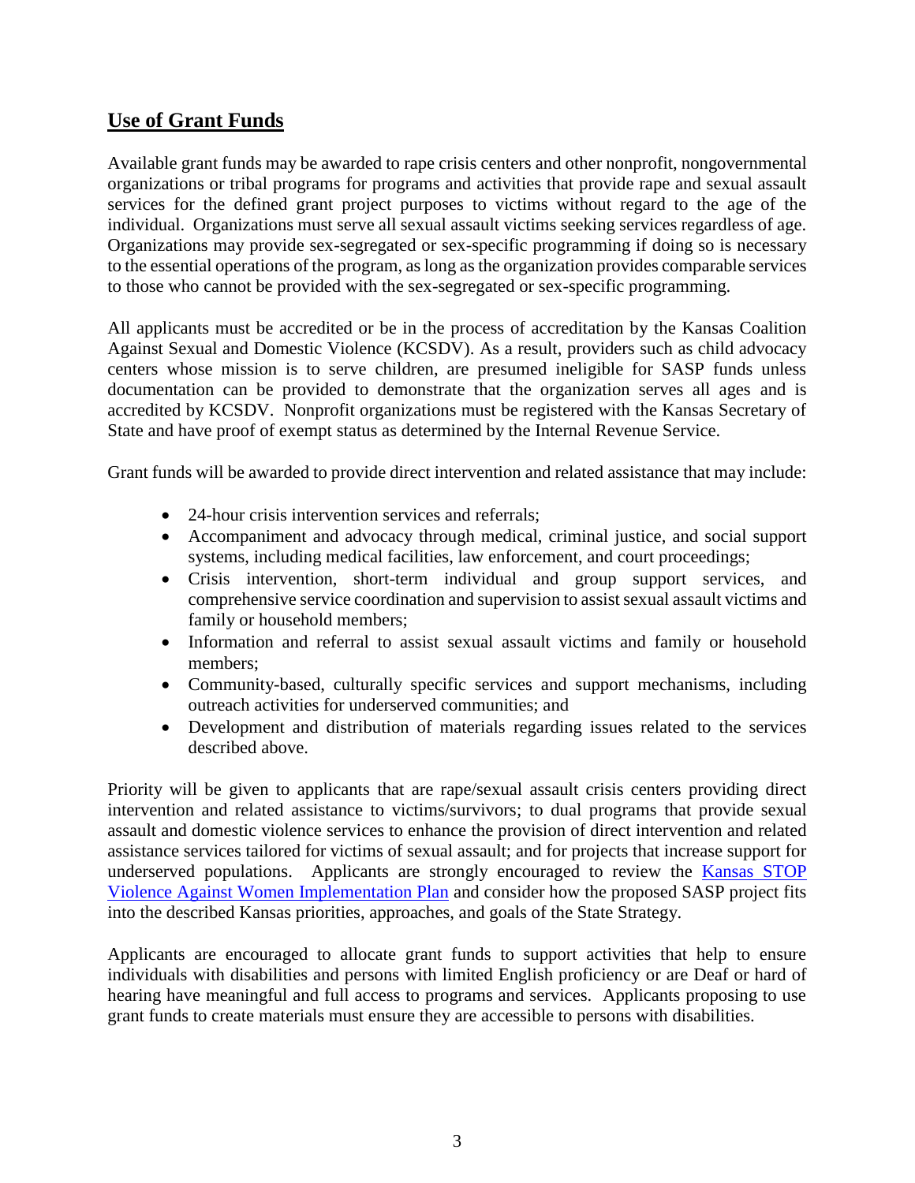## Use of Grant Funds

Available grant funds may be awarded to rape crisis centers and other nonprofit, nongovernmental organizations or tribal programs for programs and activities that provide rape and sexual assault services for the defined grant project purposes to victims without regard to the age of the individual. Organizations must serve all sexual assault victims seeking services regardless of age. Organizations may provide sex-segregated or sex-specific programming if doing so is necessary to the essential operations of the program, as long as the organization provides comparable services to those who cannot be provided with the sex-segregated or sex-specific programming.

All applicants must be accredited or be in the process of accreditation by the Kansas Coalition Against Sexual and Domestic Violence (KCSDV). As a result, providers such as child advocacy centers whose mission is to serve children, are presumed ineligible for SASP funds unless documentation can be provided to demonstrate that the organization serves all ages and is accredited by KCSDV. Nonprofit organizations must be registered with the Kansas Secretary of State and have proof of exempt status as determined by the Internal Revenue Service.

Grant funds will be awarded to provide direct intervention and related assistance that may include:

- 24-hour crisis intervention services and referrals;
- Accompaniment and advocacy through medical, criminal justice, and social support systems, including medical facilities, law enforcement, and court proceedings;
- Crisis intervention, short-term individual and group support services, and comprehensive service coordination and supervision to assist sexual assault victims and family or household members;
- Information and referral to assist sexual assault victims and family or household members;
- Community-based, culturally specific services and support mechanisms, including outreach activities for underserved communities; and
- Development and distribution of materials regarding issues related to the services described above.

Priority will be given to applicants that are rape/sexual assault crisis centers providing direct intervention and related assistance to victims/survivors; to dual programs that provide sexual assault and domestic violence services to enhance the provision of direct intervention and related assistance services tailored for victims of sexual assault; and for projects that increase support for underserved populations. Applicants are strongly encouraged to review the Kansas STOP Violence Against Women Implementation Plan and consider how the proposed SASP project fits into the described Kansas priorities, approaches, and goals of the State Strategy.

Applicants are encouraged to allocate grant funds to support activities that help to ensure individuals with disabilities and persons with limited English proficiency or are Deaf or hard of hearing have meaningful and full access to programs and services. Applicants proposing to use grant funds to create materials must ensure they are accessible to persons with disabilities.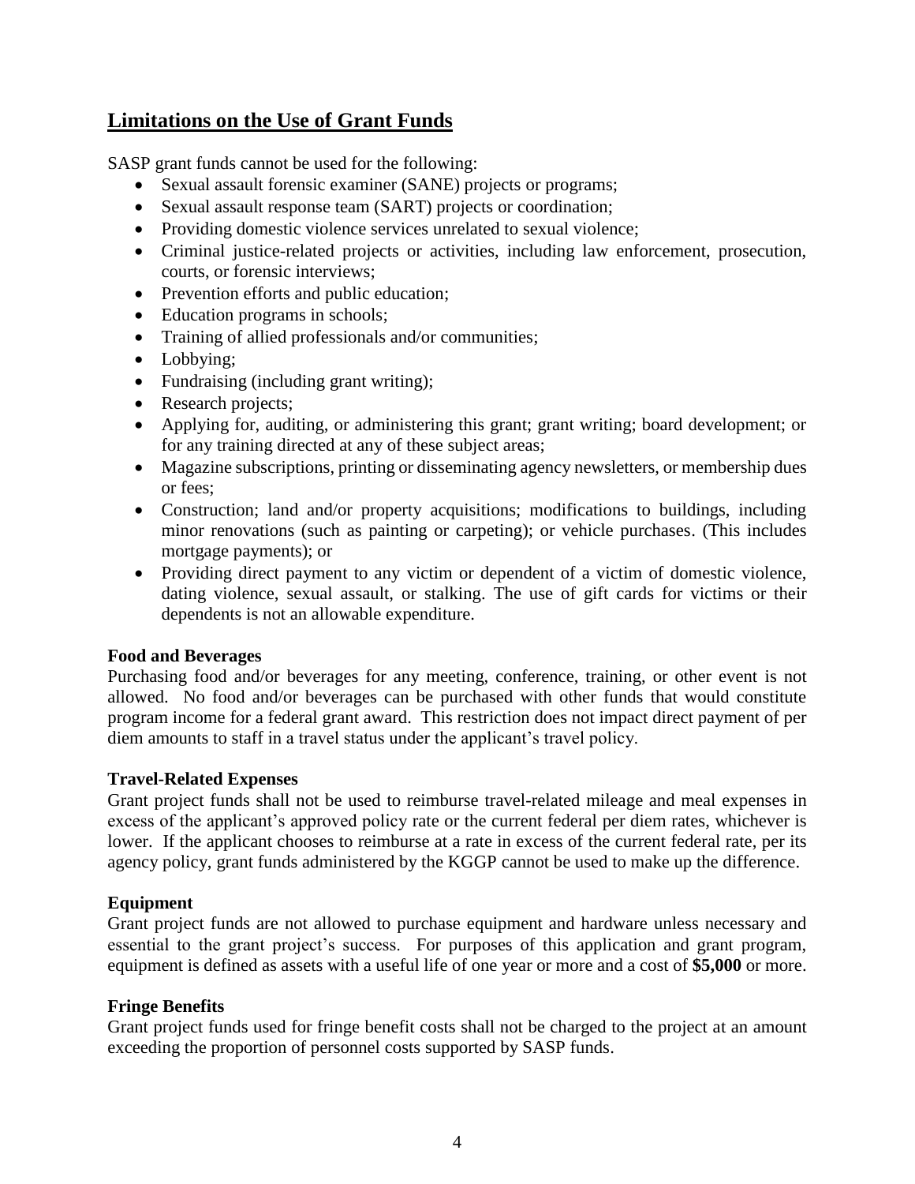## Limitations on the Use of Grant Funds

SASP grant funds cannot be used for the following:

- Sexual assault forensic examiner (SANE) projects or programs;
- Sexual assault response team (SART) projects or coordination;
- Providing domestic violence services unrelated to sexual violence;
- Criminal justice-related projects or activities, including law enforcement, prosecution, courts, or forensic interviews;
- Prevention efforts and public education;
- Education programs in schools;
- Training of allied professionals and/or communities;
- Lobbying;
- Fundraising (including grant writing);
- Research projects;
- Applying for, auditing, or administering this grant; grant writing; board development; or for any training directed at any of these subject areas;
- Magazine subscriptions, printing or disseminating agency newsletters, or membership dues or fees;
- Construction; land and/or property acquisitions; modifications to buildings, including minor renovations (such as painting or carpeting); or vehicle purchases. (This includes mortgage payments); or
- Providing direct payment to any victim or dependent of a victim of domestic violence, dating violence, sexual assault, or stalking. The use of gift cards for victims or their dependents is not an allowable expenditure.

**Food and Beverages**

Purchasing food and/or beverages for any meeting, conference, training, or other event is not allowed. No food and/or beverages can be purchased with other funds that would constitute program income for a federal grant award. This restriction does not impact direct payment of per diem amounts to staff in a travel status under the applicant's travel policy.

**Travel-Related Expenses**

Grant project funds shall not be used to reimburse travel-related mileage and meal expenses in excess of the applicant's approved policy rate or the current federal per diem rates, whichever is lower. If the applicant chooses to reimburse at a rate in excess of the current federal rate, per its agency policy, grant funds administered by the KGGP cannot be used to make up the difference.

**Equipment**

Grant project funds are not allowed to purchase equipment and hardware unless necessary and essential to the grant project's success. For purposes of this application and grant program, equipment is defined as assets with a useful life of one year or more and a cost of **$5,000** or more.

**Fringe Benefits**

Grant project funds used for fringe benefit costs shall not be charged to the project at an amount exceeding the proportion of personnel costs supported by SASP funds.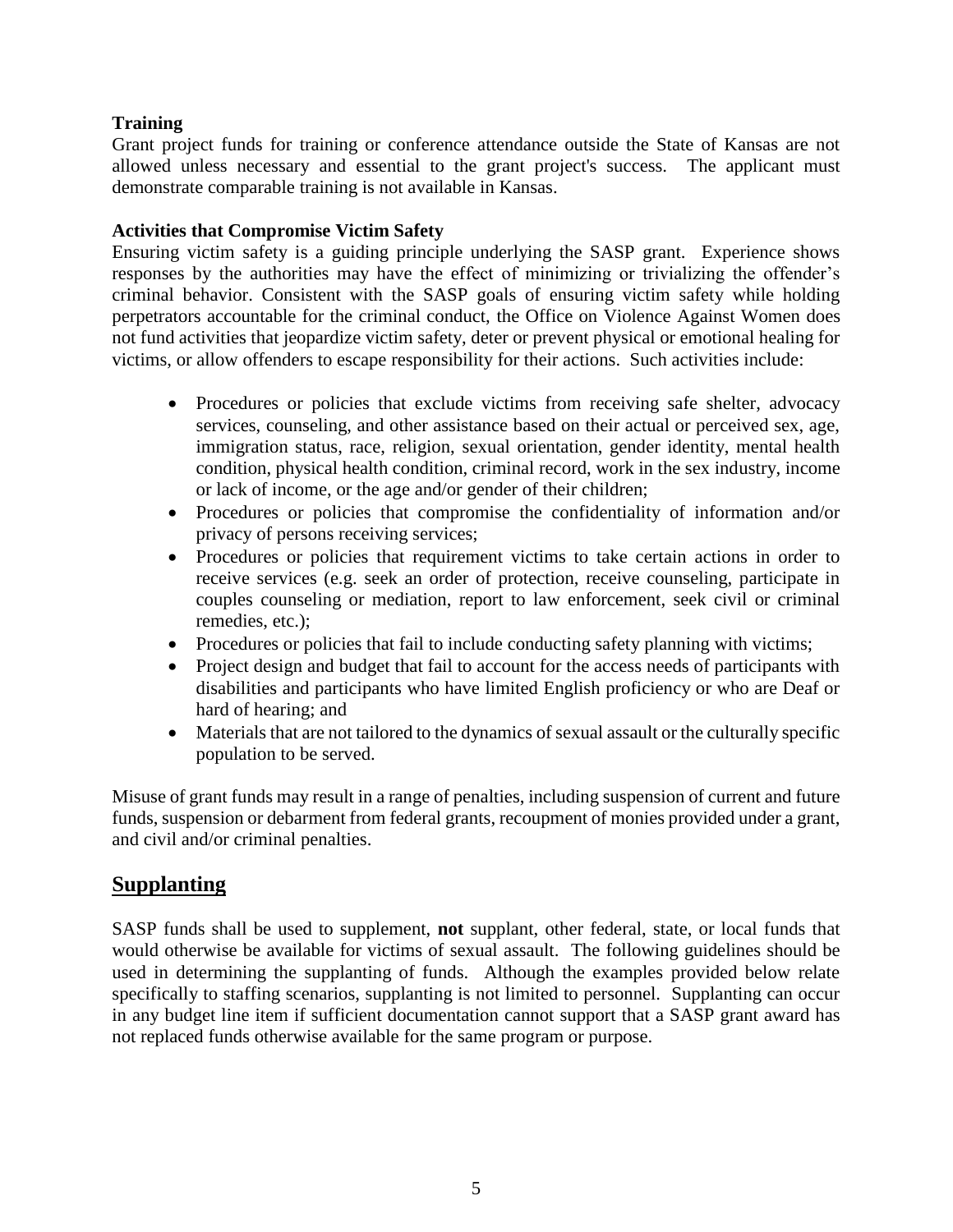**Training**

Grant project funds for training or conference attendance outside the State of Kansas are not allowed unless necessary and essential to the grant project's success. The applicant must demonstrate comparable training is not available in Kansas.

**Activities that Compromise Victim Safety**

Ensuring victim safety is a guiding principle underlying the SASP grant. Experience shows responses by the authorities may have the effect of minimizing or trivializing the offender's criminal behavior. Consistent with the SASP goals of ensuring victim safety while holding perpetrators accountable for the criminal conduct, the Office on Violence Against Women does not fund activities that jeopardize victim safety, deter or prevent physical or emotional healing for victims, or allow offenders to escape responsibility for their actions. Such activities include:

- Procedures or policies that exclude victims from receiving safe shelter, advocacy services, counseling, and other assistance based on their actual or perceived sex, age, immigration status, race, religion, sexual orientation, gender identity, mental health condition, physical health condition, criminal record, work in the sex industry, income or lack of income, or the age and/or gender of their children;
- Procedures or policies that compromise the confidentiality of information and/or privacy of persons receiving services;
- Procedures or policies that requirement victims to take certain actions in order to receive services (e.g. seek an order of protection, receive counseling, participate in couples counseling or mediation, report to law enforcement, seek civil or criminal remedies, etc.);
- Procedures or policies that fail to include conducting safety planning with victims;
- Project design and budget that fail to account for the access needs of participants with disabilities and participants who have limited English proficiency or who are Deaf or hard of hearing; and
- Materials that are not tailored to the dynamics of sexual assault or the culturally specific population to be served.

Misuse of grant funds may result in a range of penalties, including suspension of current and future funds, suspension or debarment from federal grants, recoupment of monies provided under a grant, and civil and/or criminal penalties.

## Supplanting

SASP funds shall be used to supplement, **not** supplant, other federal, state, or local funds that would otherwise be available for victims of sexual assault. The following guidelines should be used in determining the supplanting of funds. Although the examples provided below relate specifically to staffing scenarios, supplanting is not limited to personnel. Supplanting can occur in any budget line item if sufficient documentation cannot support that a SASP grant award has not replaced funds otherwise available for the same program or purpose.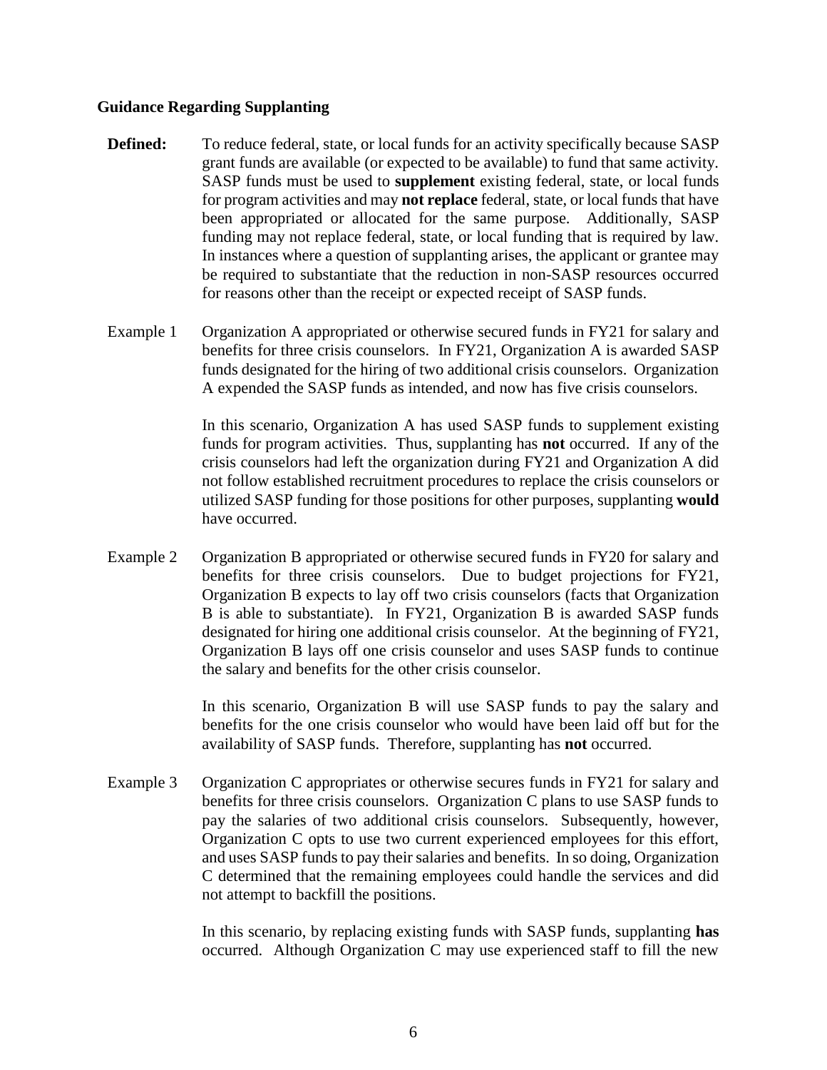**Guidance Regarding Supplanting**

**Defined:** To reduce federal, state, or local funds for an activity specifically because SASP grant funds are available (or expected to be available) to fund that same activity. SASP funds must be used to **supplement** existing federal, state, or local funds for program activities and may **not replace** federal, state, or local funds that have been appropriated or allocated for the same purpose. Additionally, SASP funding may not replace federal, state, or local funding that is required by law. In instances where a question of supplanting arises, the applicant or grantee may be required to substantiate that the reduction in non-SASP resources occurred for reasons other than the receipt or expected receipt of SASP funds.

Example 1 Organization A appropriated or otherwise secured funds in FY21 for salary and benefits for three crisis counselors. In FY21, Organization A is awarded SASP funds designated for the hiring of two additional crisis counselors. Organization A expended the SASP funds as intended, and now has five crisis counselors.

In this scenario, Organization A has used SASP funds to supplement existing funds for program activities. Thus, supplanting has **not** occurred. If any of the crisis counselors had left the organization during FY21 and Organization A did not follow established recruitment procedures to replace the crisis counselors or utilized SASP funding for those positions for other purposes, supplanting **would** have occurred.

Example 2 Organization B appropriated or otherwise secured funds in FY20 for salary and benefits for three crisis counselors. Due to budget projections for FY21, Organization B expects to lay off two crisis counselors (facts that Organization B is able to substantiate). In FY21, Organization B is awarded SASP funds designated for hiring one additional crisis counselor. At the beginning of FY21, Organization B lays off one crisis counselor and uses SASP funds to continue the salary and benefits for the other crisis counselor.

In this scenario, Organization B will use SASP funds to pay the salary and benefits for the one crisis counselor who would have been laid off but for the availability of SASP funds. Therefore, supplanting has **not** occurred.

Example 3 Organization C appropriates or otherwise secures funds in FY21 for salary and benefits for three crisis counselors. Organization C plans to use SASP funds to pay the salaries of two additional crisis counselors. Subsequently, however, Organization C opts to use two current experienced employees for this effort, and uses SASP funds to pay their salaries and benefits. In so doing, Organization C determined that the remaining employees could handle the services and did not attempt to backfill the positions.

In this scenario, by replacing existing funds with SASP funds, supplanting **has** occurred. Although Organization C may use experienced staff to fill the new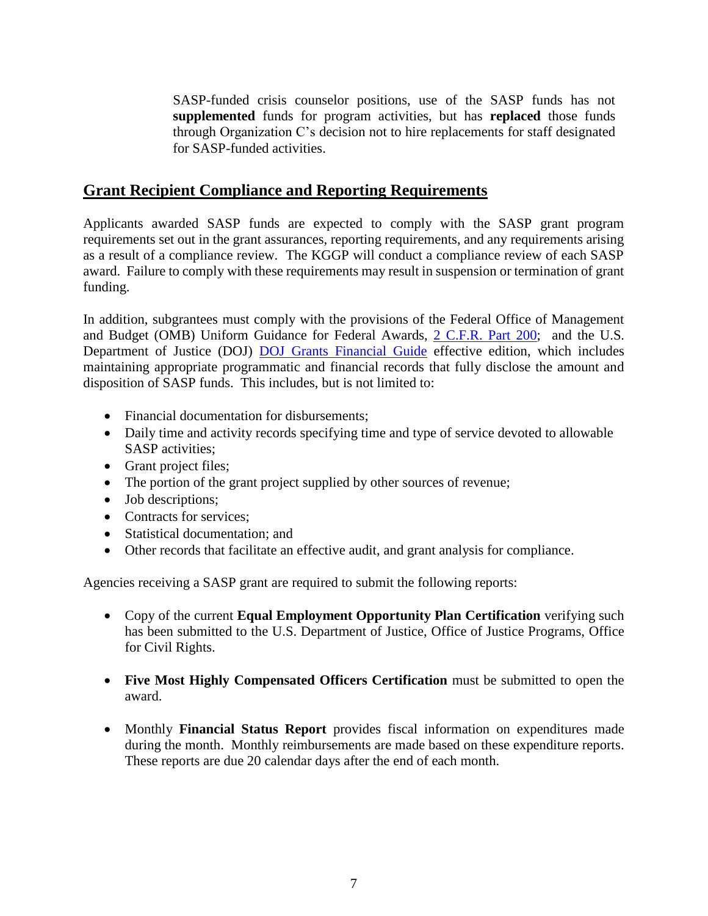SASP-funded crisis counselor positions, use of the SASP funds has not **supplemented** funds for program activities, but has **replaced** those funds through Organization C's decision not to hire replacements for staff designated for SASP-funded activities.

## Grant Recipient Compliance and Reporting Requirements

Applicants awarded SASP funds are expected to comply with the SASP grant program requirements set out in the grant assurances, reporting requirements, and any requirements arising as a result of a compliance review. The KGGP will conduct a compliance review of each SASP award. Failure to comply with these requirements may result in suspension or termination of grant funding.

In addition, subgrantees must comply with the provisions of the Federal Office of Management and Budget (OMB) Uniform Guidance for Federal Awards, [2 C.F.R. Part 200](); and the U.S. Department of Justice (DOJ) [DOJ Grants Financial Guide]() effective edition, which includes maintaining appropriate programmatic and financial records that fully disclose the amount and disposition of SASP funds. This includes, but is not limited to:

- Financial documentation for disbursements;
- Daily time and activity records specifying time and type of service devoted to allowable SASP activities;
- Grant project files;
- The portion of the grant project supplied by other sources of revenue;
- Job descriptions;
- Contracts for services;
- Statistical documentation; and
- Other records that facilitate an effective audit, and grant analysis for compliance.

Agencies receiving a SASP grant are required to submit the following reports:

- Copy of the current **Equal Employment Opportunity Plan Certification** verifying such has been submitted to the U.S. Department of Justice, Office of Justice Programs, Office for Civil Rights.

- **Five Most Highly Compensated Officers Certification** must be submitted to open the award.

- Monthly **Financial Status Report** provides fiscal information on expenditures made during the month. Monthly reimbursements are made based on these expenditure reports. These reports are due 20 calendar days after the end of each month.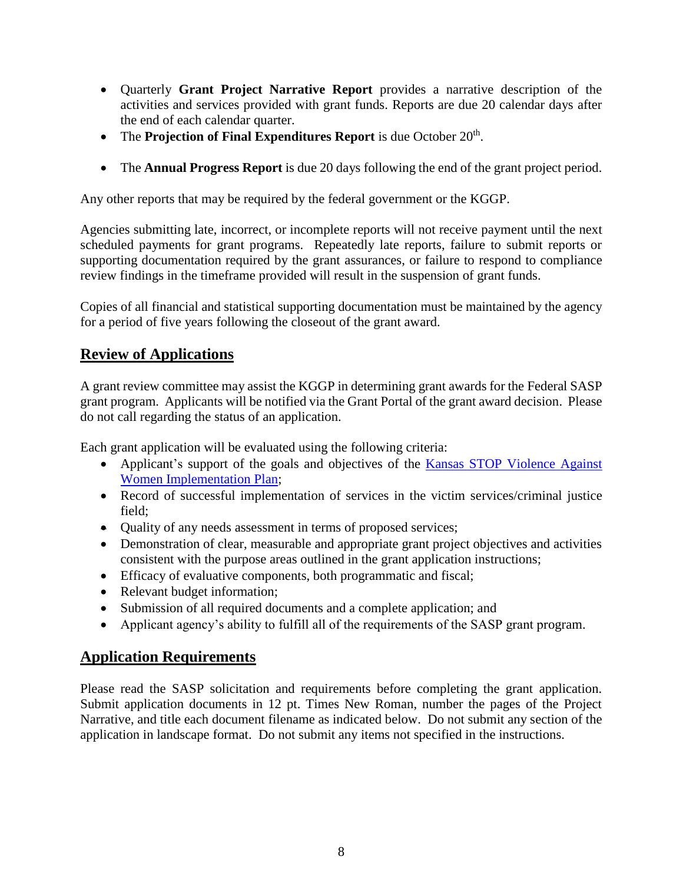- Quarterly **Grant Project Narrative Report** provides a narrative description of the activities and services provided with grant funds. Reports are due 20 calendar days after the end of each calendar quarter.
- The **Projection of Final Expenditures Report** is due October 20th.
- The **Annual Progress Report** is due 20 days following the end of the grant project period.

Any other reports that may be required by the federal government or the KGGP.

Agencies submitting late, incorrect, or incomplete reports will not receive payment until the next scheduled payments for grant programs. Repeatedly late reports, failure to submit reports or supporting documentation required by the grant assurances, or failure to respond to compliance review findings in the timeframe provided will result in the suspension of grant funds.

Copies of all financial and statistical supporting documentation must be maintained by the agency for a period of five years following the closeout of the grant award.

## Review of Applications

A grant review committee may assist the KGGP in determining grant awards for the Federal SASP grant program. Applicants will be notified via the Grant Portal of the grant award decision. Please do not call regarding the status of an application.

Each grant application will be evaluated using the following criteria:

- Applicant's support of the goals and objectives of the Kansas STOP Violence Against Women Implementation Plan;
- Record of successful implementation of services in the victim services/criminal justice field;
- Quality of any needs assessment in terms of proposed services;
- Demonstration of clear, measurable and appropriate grant project objectives and activities consistent with the purpose areas outlined in the grant application instructions;
- Efficacy of evaluative components, both programmatic and fiscal;
- Relevant budget information;
- Submission of all required documents and a complete application; and
- Applicant agency's ability to fulfill all of the requirements of the SASP grant program.

## Application Requirements

Please read the SASP solicitation and requirements before completing the grant application. Submit application documents in 12 pt. Times New Roman, number the pages of the Project Narrative, and title each document filename as indicated below. Do not submit any section of the application in landscape format. Do not submit any items not specified in the instructions.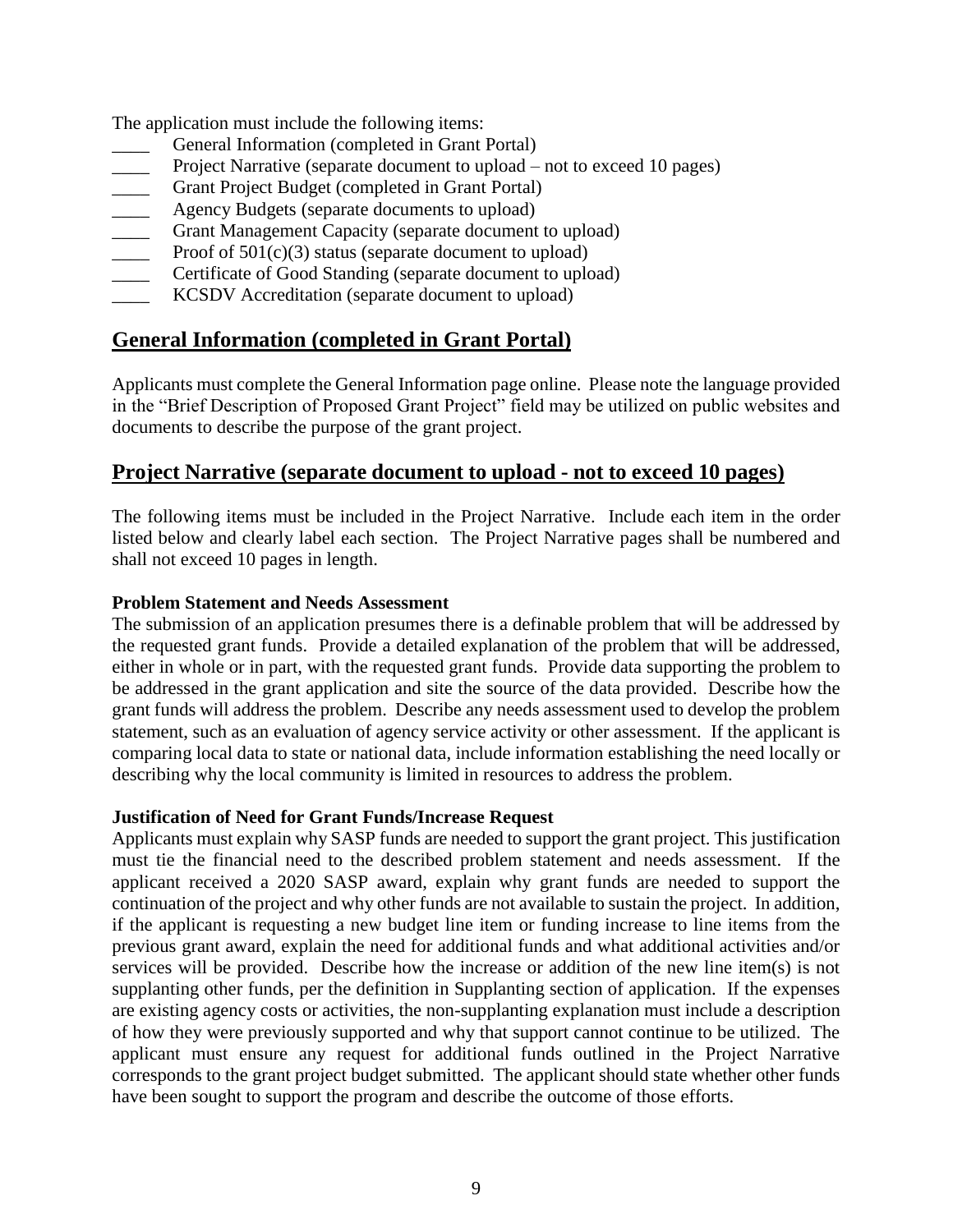The application must include the following items:

____ General Information (completed in Grant Portal)
____ Project Narrative (separate document to upload – not to exceed 10 pages)
____ Grant Project Budget (completed in Grant Portal)
____ Agency Budgets (separate documents to upload)
____ Grant Management Capacity (separate document to upload)
____ Proof of 501(c)(3) status (separate document to upload)
____ Certificate of Good Standing (separate document to upload)
____ KCSDV Accreditation (separate document to upload)

## General Information (completed in Grant Portal)

Applicants must complete the General Information page online. Please note the language provided in the "Brief Description of Proposed Grant Project" field may be utilized on public websites and documents to describe the purpose of the grant project.

## Project Narrative (separate document to upload - not to exceed 10 pages)

The following items must be included in the Project Narrative. Include each item in the order listed below and clearly label each section. The Project Narrative pages shall be numbered and shall not exceed 10 pages in length.

**Problem Statement and Needs Assessment**

The submission of an application presumes there is a definable problem that will be addressed by the requested grant funds. Provide a detailed explanation of the problem that will be addressed, either in whole or in part, with the requested grant funds. Provide data supporting the problem to be addressed in the grant application and site the source of the data provided. Describe how the grant funds will address the problem. Describe any needs assessment used to develop the problem statement, such as an evaluation of agency service activity or other assessment. If the applicant is comparing local data to state or national data, include information establishing the need locally or describing why the local community is limited in resources to address the problem.

**Justification of Need for Grant Funds/Increase Request**

Applicants must explain why SASP funds are needed to support the grant project. This justification must tie the financial need to the described problem statement and needs assessment. If the applicant received a 2020 SASP award, explain why grant funds are needed to support the continuation of the project and why other funds are not available to sustain the project. In addition, if the applicant is requesting a new budget line item or funding increase to line items from the previous grant award, explain the need for additional funds and what additional activities and/or services will be provided. Describe how the increase or addition of the new line item(s) is not supplanting other funds, per the definition in Supplanting section of application. If the expenses are existing agency costs or activities, the non-supplanting explanation must include a description of how they were previously supported and why that support cannot continue to be utilized. The applicant must ensure any request for additional funds outlined in the Project Narrative corresponds to the grant project budget submitted. The applicant should state whether other funds have been sought to support the program and describe the outcome of those efforts.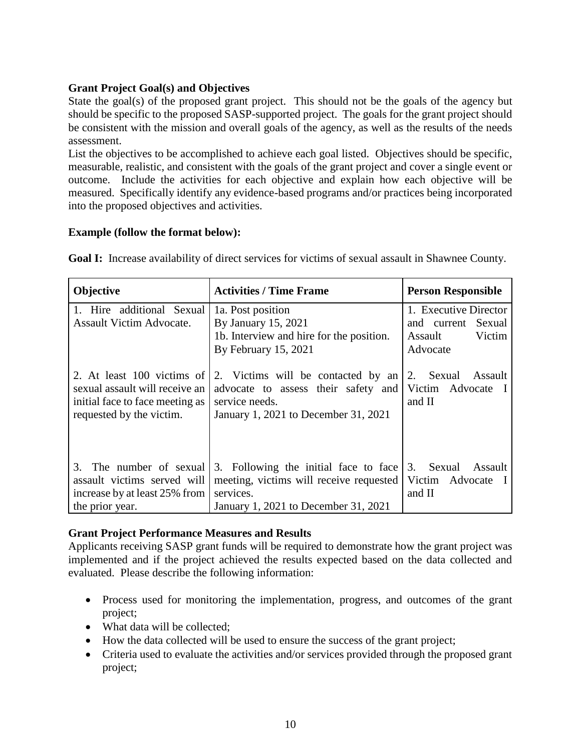**Grant Project Goal(s) and Objectives**

State the goal(s) of the proposed grant project. This should not be the goals of the agency but should be specific to the proposed SASP-supported project. The goals for the grant project should be consistent with the mission and overall goals of the agency, as well as the results of the needs assessment.

List the objectives to be accomplished to achieve each goal listed. Objectives should be specific, measurable, realistic, and consistent with the goals of the grant project and cover a single event or outcome. Include the activities for each objective and explain how each objective will be measured. Specifically identify any evidence-based programs and/or practices being incorporated into the proposed objectives and activities.

**Example (follow the format below):**

**Goal I:** Increase availability of direct services for victims of sexual assault in Shawnee County.

| Objective | Activities / Time Frame | Person Responsible |
|---|---|---|
| 1. Hire additional Sexual Assault Victim Advocate. | 1a. Post position<br>By January 15, 2021<br>1b. Interview and hire for the position.<br>By February 15, 2021 | 1. Executive Director and current Sexual Assault Victim Advocate |
| 2. At least 100 victims of sexual assault will receive an initial face to face meeting as requested by the victim. | 2. Victims will be contacted by an advocate to assess their safety and service needs.<br>January 1, 2021 to December 31, 2021 | 2. Sexual Assault Victim Advocate I and II |
| 3. The number of sexual assault victims served will increase by at least 25% from the prior year. | 3. Following the initial face to face meeting, victims will receive requested services.<br>January 1, 2021 to December 31, 2021 | 3. Sexual Assault Victim Advocate I and II |

**Grant Project Performance Measures and Results**

Applicants receiving SASP grant funds will be required to demonstrate how the grant project was implemented and if the project achieved the results expected based on the data collected and evaluated. Please describe the following information:

- Process used for monitoring the implementation, progress, and outcomes of the grant project;
- What data will be collected;
- How the data collected will be used to ensure the success of the grant project;
- Criteria used to evaluate the activities and/or services provided through the proposed grant project;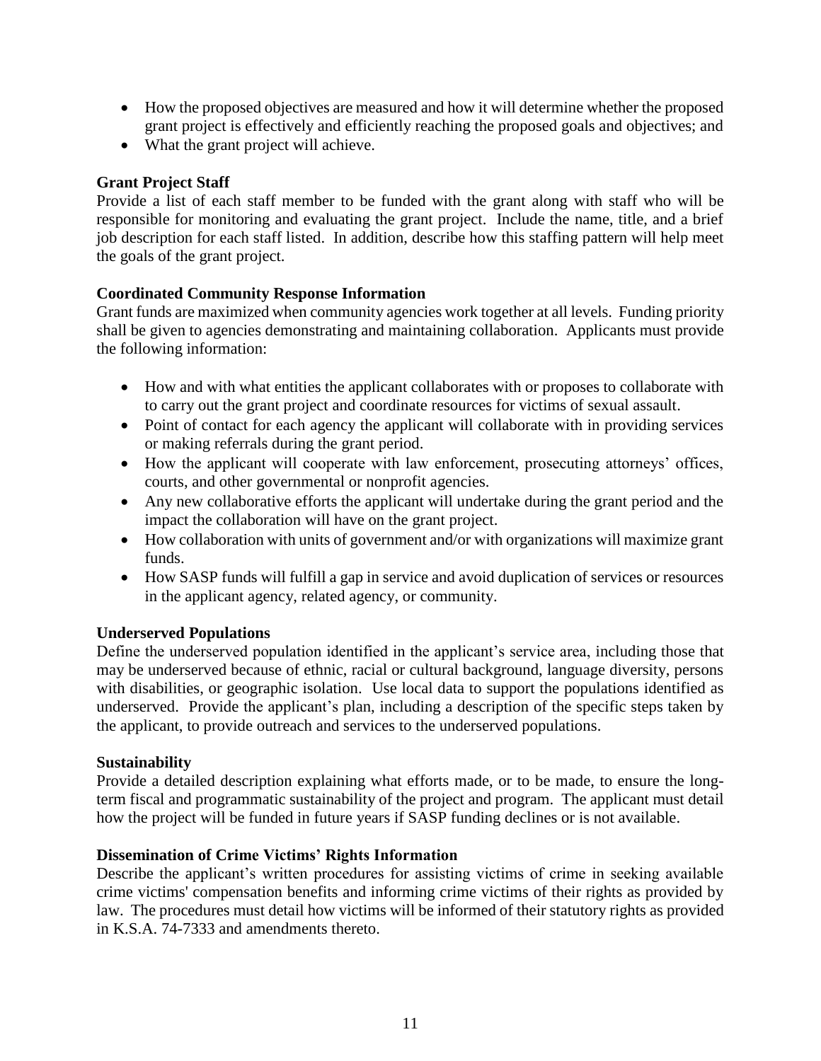- How the proposed objectives are measured and how it will determine whether the proposed grant project is effectively and efficiently reaching the proposed goals and objectives; and
- What the grant project will achieve.

**Grant Project Staff**

Provide a list of each staff member to be funded with the grant along with staff who will be responsible for monitoring and evaluating the grant project. Include the name, title, and a brief job description for each staff listed. In addition, describe how this staffing pattern will help meet the goals of the grant project.

**Coordinated Community Response Information**

Grant funds are maximized when community agencies work together at all levels. Funding priority shall be given to agencies demonstrating and maintaining collaboration. Applicants must provide the following information:

- How and with what entities the applicant collaborates with or proposes to collaborate with to carry out the grant project and coordinate resources for victims of sexual assault.
- Point of contact for each agency the applicant will collaborate with in providing services or making referrals during the grant period.
- How the applicant will cooperate with law enforcement, prosecuting attorneys' offices, courts, and other governmental or nonprofit agencies.
- Any new collaborative efforts the applicant will undertake during the grant period and the impact the collaboration will have on the grant project.
- How collaboration with units of government and/or with organizations will maximize grant funds.
- How SASP funds will fulfill a gap in service and avoid duplication of services or resources in the applicant agency, related agency, or community.

**Underserved Populations**

Define the underserved population identified in the applicant's service area, including those that may be underserved because of ethnic, racial or cultural background, language diversity, persons with disabilities, or geographic isolation. Use local data to support the populations identified as underserved. Provide the applicant's plan, including a description of the specific steps taken by the applicant, to provide outreach and services to the underserved populations.

**Sustainability**

Provide a detailed description explaining what efforts made, or to be made, to ensure the long-term fiscal and programmatic sustainability of the project and program. The applicant must detail how the project will be funded in future years if SASP funding declines or is not available.

**Dissemination of Crime Victims' Rights Information**

Describe the applicant's written procedures for assisting victims of crime in seeking available crime victims' compensation benefits and informing crime victims of their rights as provided by law. The procedures must detail how victims will be informed of their statutory rights as provided in K.S.A. 74-7333 and amendments thereto.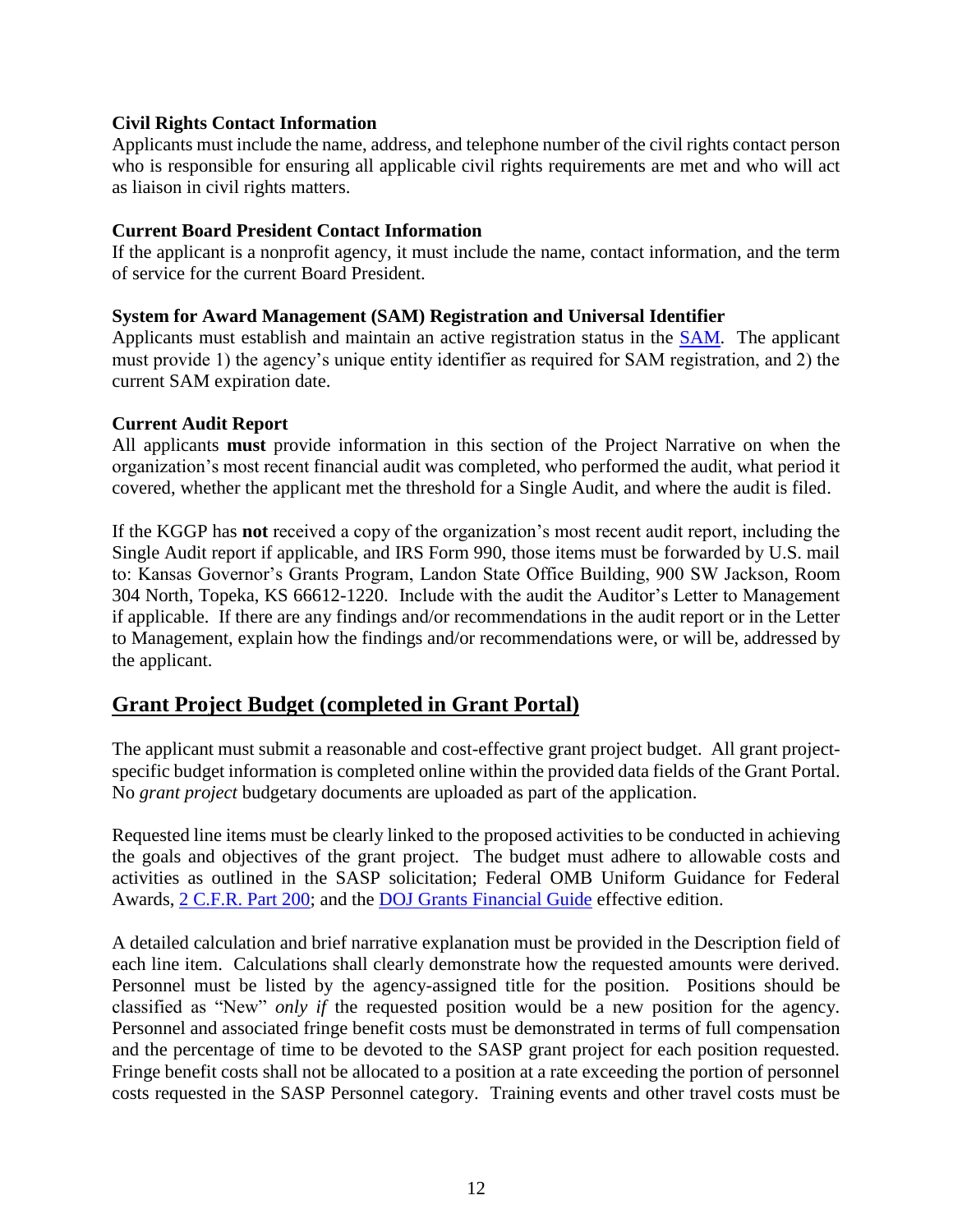**Civil Rights Contact Information**

Applicants must include the name, address, and telephone number of the civil rights contact person who is responsible for ensuring all applicable civil rights requirements are met and who will act as liaison in civil rights matters.

**Current Board President Contact Information**

If the applicant is a nonprofit agency, it must include the name, contact information, and the term of service for the current Board President.

**System for Award Management (SAM) Registration and Universal Identifier**

Applicants must establish and maintain an active registration status in the SAM. The applicant must provide 1) the agency's unique entity identifier as required for SAM registration, and 2) the current SAM expiration date.

**Current Audit Report**

All applicants **must** provide information in this section of the Project Narrative on when the organization's most recent financial audit was completed, who performed the audit, what period it covered, whether the applicant met the threshold for a Single Audit, and where the audit is filed.

If the KGGP has **not** received a copy of the organization's most recent audit report, including the Single Audit report if applicable, and IRS Form 990, those items must be forwarded by U.S. mail to: Kansas Governor's Grants Program, Landon State Office Building, 900 SW Jackson, Room 304 North, Topeka, KS 66612-1220. Include with the audit the Auditor's Letter to Management if applicable. If there are any findings and/or recommendations in the audit report or in the Letter to Management, explain how the findings and/or recommendations were, or will be, addressed by the applicant.

## Grant Project Budget (completed in Grant Portal)

The applicant must submit a reasonable and cost-effective grant project budget. All grant project-specific budget information is completed online within the provided data fields of the Grant Portal. No *grant project* budgetary documents are uploaded as part of the application.

Requested line items must be clearly linked to the proposed activities to be conducted in achieving the goals and objectives of the grant project. The budget must adhere to allowable costs and activities as outlined in the SASP solicitation; Federal OMB Uniform Guidance for Federal Awards, 2 C.F.R. Part 200; and the DOJ Grants Financial Guide effective edition.

A detailed calculation and brief narrative explanation must be provided in the Description field of each line item. Calculations shall clearly demonstrate how the requested amounts were derived. Personnel must be listed by the agency-assigned title for the position. Positions should be classified as "New" *only if* the requested position would be a new position for the agency. Personnel and associated fringe benefit costs must be demonstrated in terms of full compensation and the percentage of time to be devoted to the SASP grant project for each position requested. Fringe benefit costs shall not be allocated to a position at a rate exceeding the portion of personnel costs requested in the SASP Personnel category. Training events and other travel costs must be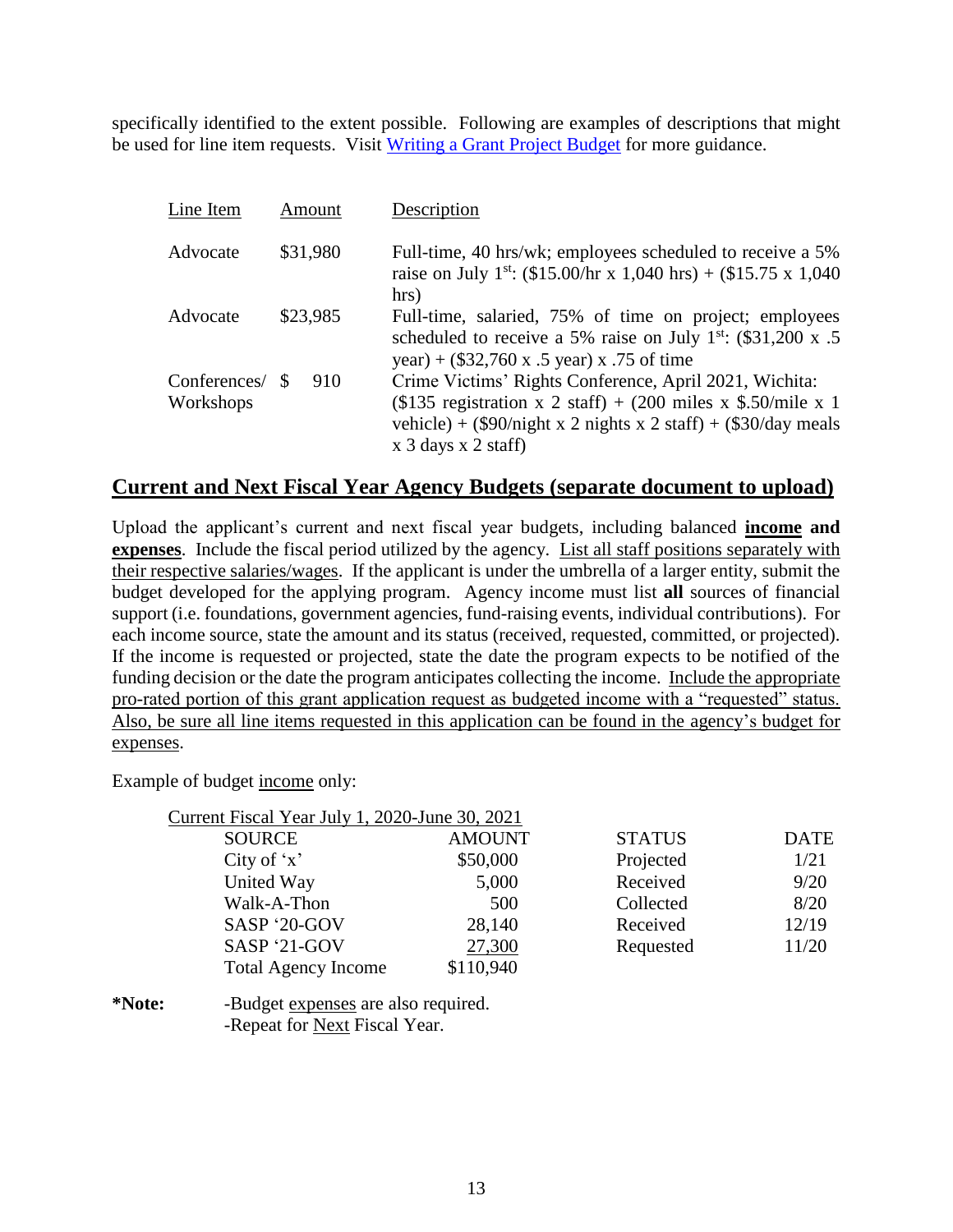specifically identified to the extent possible. Following are examples of descriptions that might be used for line item requests. Visit [Writing a Grant Project Budget] for more guidance.

| Line Item | Amount | Description |
|---|---|---|
| Advocate | $31,980 | Full-time, 40 hrs/wk; employees scheduled to receive a 5% raise on July 1st: ($15.00/hr x 1,040 hrs) + ($15.75 x 1,040 hrs) |
| Advocate | $23,985 | Full-time, salaried, 75% of time on project; employees scheduled to receive a 5% raise on July 1st: ($31,200 x .5 year) + ($32,760 x .5 year) x .75 of time |
| Conferences/ Workshops | $ 910 | Crime Victims' Rights Conference, April 2021, Wichita: ($135 registration x 2 staff) + (200 miles x $.50/mile x 1 vehicle) + ($90/night x 2 nights x 2 staff) + ($30/day meals x 3 days x 2 staff) |

## Current and Next Fiscal Year Agency Budgets (separate document to upload)

Upload the applicant's current and next fiscal year budgets, including balanced **income and expenses**. Include the fiscal period utilized by the agency. List all staff positions separately with their respective salaries/wages. If the applicant is under the umbrella of a larger entity, submit the budget developed for the applying program. Agency income must list **all** sources of financial support (i.e. foundations, government agencies, fund-raising events, individual contributions). For each income source, state the amount and its status (received, requested, committed, or projected). If the income is requested or projected, state the date the program expects to be notified of the funding decision or the date the program anticipates collecting the income. Include the appropriate pro-rated portion of this grant application request as budgeted income with a "requested" status. Also, be sure all line items requested in this application can be found in the agency's budget for expenses.

Example of budget income only:

Current Fiscal Year July 1, 2020-June 30, 2021

| SOURCE | AMOUNT | STATUS | DATE |
|---|---|---|---|
| City of 'x' | $50,000 | Projected | 1/21 |
| United Way | 5,000 | Received | 9/20 |
| Walk-A-Thon | 500 | Collected | 8/20 |
| SASP '20-GOV | 28,140 | Received | 12/19 |
| SASP '21-GOV | 27,300 | Requested | 11/20 |
| Total Agency Income | $110,940 | | |

**\*Note:** -Budget expenses are also required.
-Repeat for Next Fiscal Year.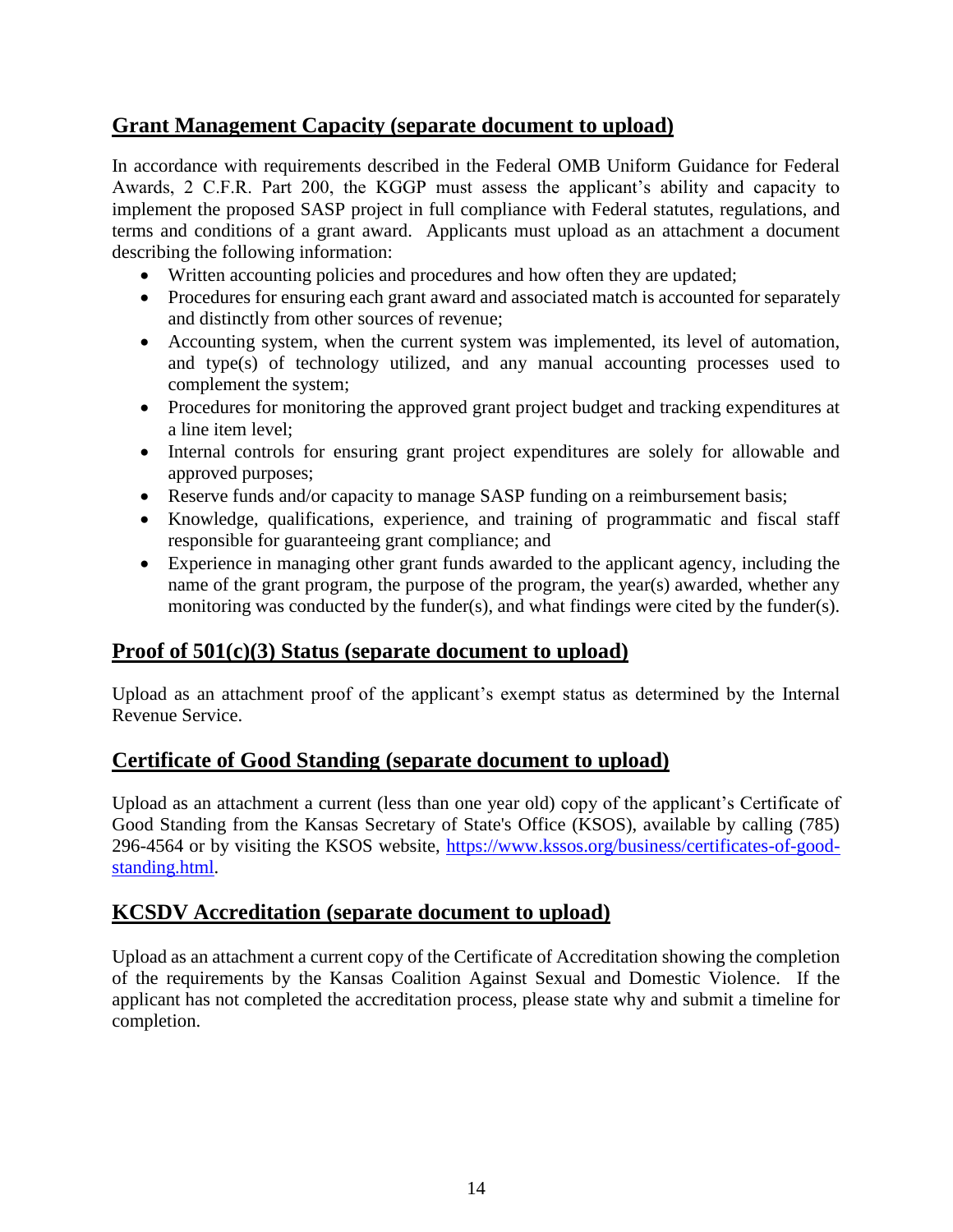## Grant Management Capacity (separate document to upload)

In accordance with requirements described in the Federal OMB Uniform Guidance for Federal Awards, 2 C.F.R. Part 200, the KGGP must assess the applicant's ability and capacity to implement the proposed SASP project in full compliance with Federal statutes, regulations, and terms and conditions of a grant award. Applicants must upload as an attachment a document describing the following information:

- Written accounting policies and procedures and how often they are updated;
- Procedures for ensuring each grant award and associated match is accounted for separately and distinctly from other sources of revenue;
- Accounting system, when the current system was implemented, its level of automation, and type(s) of technology utilized, and any manual accounting processes used to complement the system;
- Procedures for monitoring the approved grant project budget and tracking expenditures at a line item level;
- Internal controls for ensuring grant project expenditures are solely for allowable and approved purposes;
- Reserve funds and/or capacity to manage SASP funding on a reimbursement basis;
- Knowledge, qualifications, experience, and training of programmatic and fiscal staff responsible for guaranteeing grant compliance; and
- Experience in managing other grant funds awarded to the applicant agency, including the name of the grant program, the purpose of the program, the year(s) awarded, whether any monitoring was conducted by the funder(s), and what findings were cited by the funder(s).

## Proof of 501(c)(3) Status (separate document to upload)

Upload as an attachment proof of the applicant's exempt status as determined by the Internal Revenue Service.

## Certificate of Good Standing (separate document to upload)

Upload as an attachment a current (less than one year old) copy of the applicant's Certificate of Good Standing from the Kansas Secretary of State's Office (KSOS), available by calling (785) 296-4564 or by visiting the KSOS website, https://www.kssos.org/business/certificates-of-good-standing.html.

## KCSDV Accreditation (separate document to upload)

Upload as an attachment a current copy of the Certificate of Accreditation showing the completion of the requirements by the Kansas Coalition Against Sexual and Domestic Violence. If the applicant has not completed the accreditation process, please state why and submit a timeline for completion.